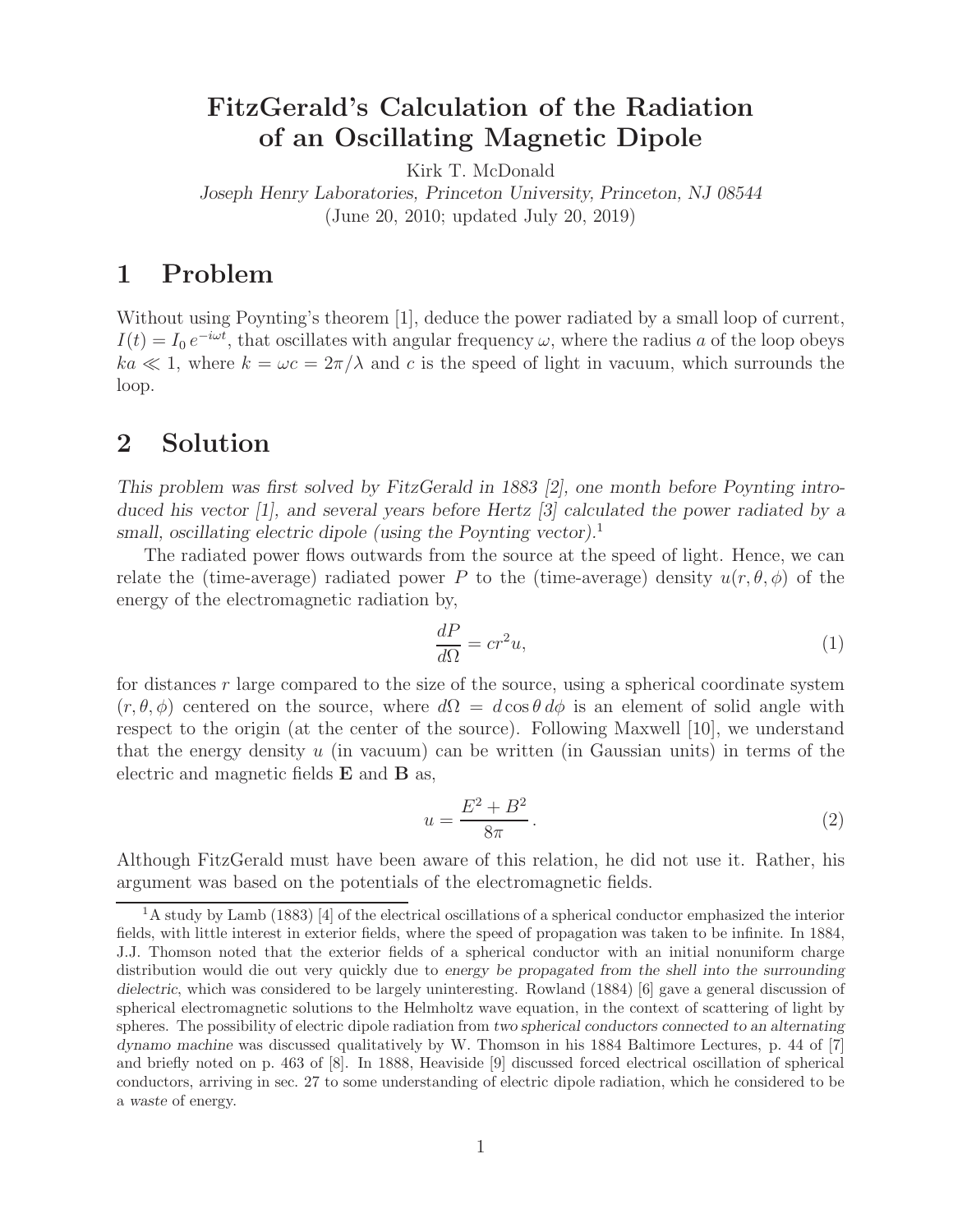# FitzGerald's Calculation of the Radiation of an Oscillating Magnetic Dipole

Kirk T. McDonald

*Joseph Henry Laboratories, Princeton University, Princeton, NJ 08544*

(June 20, 2010; updated July 20, 2019)

## 1 Problem

Without using Poynting's theorem [1], deduce the power radiated by a small loop of current, $I(t) = I_0\, e^{-i\omega t}$, that oscillates with angular frequency $\omega$, where the radius $a$ of the loop obeys $ka \ll 1$, where $k = \omega c = 2\pi/\lambda$ and $c$ is the speed of light in vacuum, which surrounds the loop.

## 2 Solution

*This problem was first solved by FitzGerald in 1883 [2], one month before Poynting introduced his vector [1], and several years before Hertz [3] calculated the power radiated by a small, oscillating electric dipole (using the Poynting vector).*[1]

The radiated power flows outwards from the source at the speed of light. Hence, we can relate the (time-average) radiated power $P$ to the (time-average) density $u(r, \theta, \phi)$ of the energy of the electromagnetic radiation by,

$$\frac{dP}{d\Omega} = cr^2 u, \tag{1}$$

for distances $r$ large compared to the size of the source, using a spherical coordinate system $(r, \theta, \phi)$ centered on the source, where $d\Omega = d\cos\theta\, d\phi$ is an element of solid angle with respect to the origin (at the center of the source). Following Maxwell [10], we understand that the energy density $u$ (in vacuum) can be written (in Gaussian units) in terms of the electric and magnetic fields $\mathbf{E}$ and $\mathbf{B}$ as,

$$u = \frac{E^2 + B^2}{8\pi}. \tag{2}$$

Although FitzGerald must have been aware of this relation, he did not use it. Rather, his argument was based on the potentials of the electromagnetic fields.

[1] A study by Lamb (1883) [4] of the electrical oscillations of a spherical conductor emphasized the interior fields, with little interest in exterior fields, where the speed of propagation was taken to be infinite. In 1884, J.J. Thomson noted that the exterior fields of a spherical conductor with an initial nonuniform charge distribution would die out very quickly due to *energy be propagated from the shell into the surrounding dielectric*, which was considered to be largely uninteresting. Rowland (1884) [6] gave a general discussion of spherical electromagnetic solutions to the Helmholtz wave equation, in the context of scattering of light by spheres. The possibility of electric dipole radiation from *two spherical conductors connected to an alternating dynamo machine* was discussed qualitatively by W. Thomson in his 1884 Baltimore Lectures, p. 44 of [7] and briefly noted on p. 463 of [8]. In 1888, Heaviside [9] discussed forced electrical oscillation of spherical conductors, arriving in sec. 27 to some understanding of electric dipole radiation, which he considered to be a *waste* of energy.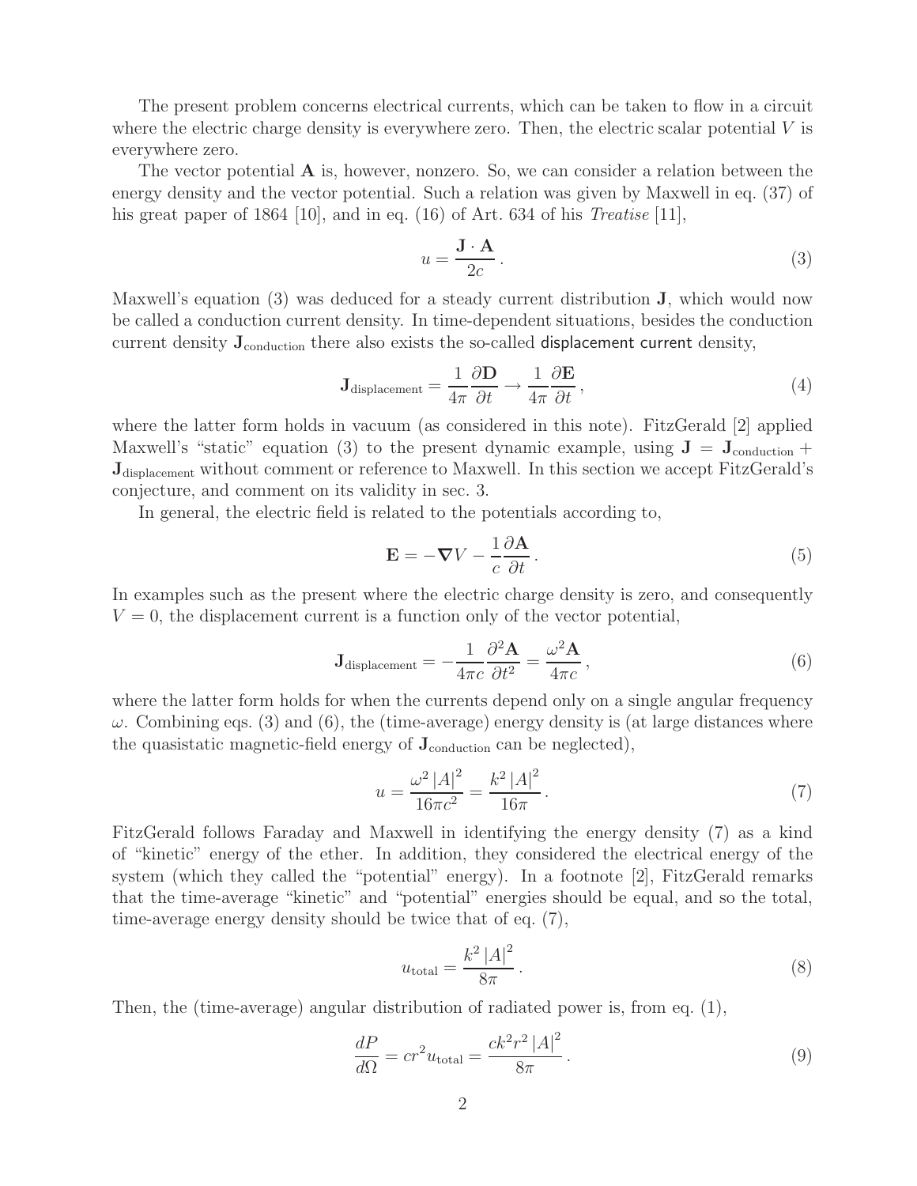The present problem concerns electrical currents, which can be taken to flow in a circuit where the electric charge density is everywhere zero. Then, the electric scalar potential $V$ is everywhere zero.

The vector potential $\mathbf{A}$ is, however, nonzero. So, we can consider a relation between the energy density and the vector potential. Such a relation was given by Maxwell in eq. (37) of his great paper of 1864 [10], and in eq. (16) of Art. 634 of his *Treatise* [11],

$$u = \frac{\mathbf{J} \cdot \mathbf{A}}{2c} . \tag{3}$$

Maxwell's equation (3) was deduced for a steady current distribution $\mathbf{J}$, which would now be called a conduction current density. In time-dependent situations, besides the conduction current density $\mathbf{J}_{\text{conduction}}$ there also exists the so-called displacement current density,

$$\mathbf{J}_{\text{displacement}} = \frac{1}{4\pi} \frac{\partial \mathbf{D}}{\partial t} \to \frac{1}{4\pi} \frac{\partial \mathbf{E}}{\partial t} , \tag{4}$$

where the latter form holds in vacuum (as considered in this note). FitzGerald [2] applied Maxwell's "static" equation (3) to the present dynamic example, using $\mathbf{J} = \mathbf{J}_{\text{conduction}} + \mathbf{J}_{\text{displacement}}$ without comment or reference to Maxwell. In this section we accept FitzGerald's conjecture, and comment on its validity in sec. 3.

In general, the electric field is related to the potentials according to,

$$\mathbf{E} = -\boldsymbol{\nabla} V - \frac{1}{c} \frac{\partial \mathbf{A}}{\partial t} . \tag{5}$$

In examples such as the present where the electric charge density is zero, and consequently $V = 0$, the displacement current is a function only of the vector potential,

$$\mathbf{J}_{\text{displacement}} = -\frac{1}{4\pi c} \frac{\partial^2 \mathbf{A}}{\partial t^2} = \frac{\omega^2 \mathbf{A}}{4\pi c} , \tag{6}$$

where the latter form holds for when the currents depend only on a single angular frequency $\omega$. Combining eqs. (3) and (6), the (time-average) energy density is (at large distances where the quasistatic magnetic-field energy of $\mathbf{J}_{\text{conduction}}$ can be neglected),

$$u = \frac{\omega^2 |A|^2}{16\pi c^2} = \frac{k^2 |A|^2}{16\pi} . \tag{7}$$

FitzGerald follows Faraday and Maxwell in identifying the energy density (7) as a kind of "kinetic" energy of the ether. In addition, they considered the electrical energy of the system (which they called the "potential" energy). In a footnote [2], FitzGerald remarks that the time-average "kinetic" and "potential" energies should be equal, and so the total, time-average energy density should be twice that of eq. (7),

$$u_{\text{total}} = \frac{k^2 |A|^2}{8\pi} . \tag{8}$$

Then, the (time-average) angular distribution of radiated power is, from eq. (1),

$$\frac{dP}{d\Omega} = c r^2 u_{\text{total}} = \frac{c k^2 r^2 |A|^2}{8\pi} . \tag{9}$$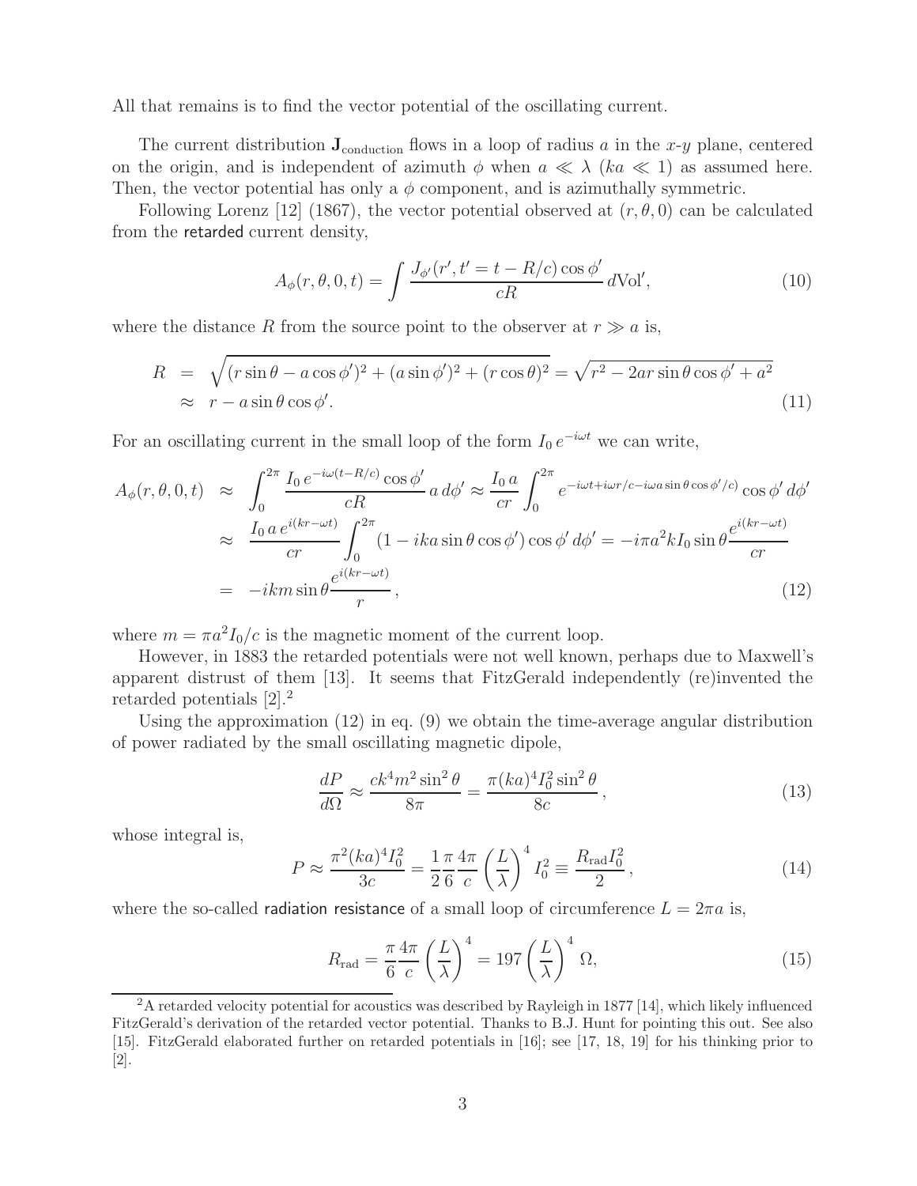All that remains is to find the vector potential of the oscillating current.

The current distribution $\mathbf{J}_{\rm conduction}$ flows in a loop of radius $a$ in the $x$-$y$ plane, centered on the origin, and is independent of azimuth $\phi$ when $a \ll \lambda$ ($ka \ll 1$) as assumed here. Then, the vector potential has only a $\phi$ component, and is azimuthally symmetric.

Following Lorenz [12] (1867), the vector potential observed at $(r, \theta, 0)$ can be calculated from the retarded current density,

$$A_\phi(r,\theta,0,t) = \int \frac{J_{\phi'}(r', t' = t - R/c)\cos\phi'}{cR}\, d\text{Vol}', \tag{10}$$

where the distance $R$ from the source point to the observer at $r \gg a$ is,

$$\begin{aligned} R &= \sqrt{(r\sin\theta - a\cos\phi')^2 + (a\sin\phi')^2 + (r\cos\theta)^2} = \sqrt{r^2 - 2ar\sin\theta\cos\phi' + a^2} \\ &\approx r - a\sin\theta\cos\phi'. \end{aligned} \tag{11}$$

For an oscillating current in the small loop of the form $I_0\, e^{-i\omega t}$ we can write,

$$\begin{aligned} A_\phi(r,\theta,0,t) &\approx \int_0^{2\pi} \frac{I_0\, e^{-i\omega(t-R/c)}\cos\phi'}{cR}\, a\, d\phi' \approx \frac{I_0\, a}{cr}\int_0^{2\pi} e^{-i\omega t + i\omega r/c - i\omega a\sin\theta\cos\phi'/c}\cos\phi'\, d\phi' \\ &\approx \frac{I_0\, a\, e^{i(kr-\omega t)}}{cr}\int_0^{2\pi}(1 - ika\sin\theta\cos\phi')\cos\phi'\, d\phi' = -i\pi a^2 k I_0 \sin\theta \frac{e^{i(kr-\omega t)}}{cr} \\ &= -ikm\sin\theta\frac{e^{i(kr-\omega t)}}{r}, \end{aligned} \tag{12}$$

where $m = \pi a^2 I_0/c$ is the magnetic moment of the current loop.

However, in 1883 the retarded potentials were not well known, perhaps due to Maxwell's apparent distrust of them [13]. It seems that FitzGerald independently (re)invented the retarded potentials [2].[2]

Using the approximation (12) in eq. (9) we obtain the time-average angular distribution of power radiated by the small oscillating magnetic dipole,

$$\frac{dP}{d\Omega} \approx \frac{ck^4 m^2 \sin^2\theta}{8\pi} = \frac{\pi (ka)^4 I_0^2 \sin^2\theta}{8c}, \tag{13}$$

whose integral is,

$$P \approx \frac{\pi^2 (ka)^4 I_0^2}{3c} = \frac{1}{2}\frac{\pi}{6}\frac{4\pi}{c}\left(\frac{L}{\lambda}\right)^4 I_0^2 \equiv \frac{R_{\rm rad} I_0^2}{2}, \tag{14}$$

where the so-called radiation resistance of a small loop of circumference $L = 2\pi a$ is,

$$R_{\rm rad} = \frac{\pi}{6}\frac{4\pi}{c}\left(\frac{L}{\lambda}\right)^4 = 197\left(\frac{L}{\lambda}\right)^4\ \Omega, \tag{15}$$

[2] A retarded velocity potential for acoustics was described by Rayleigh in 1877 [14], which likely influenced FitzGerald's derivation of the retarded vector potential. Thanks to B.J. Hunt for pointing this out. See also [15]. FitzGerald elaborated further on retarded potentials in [16]; see [17, 18, 19] for his thinking prior to [2].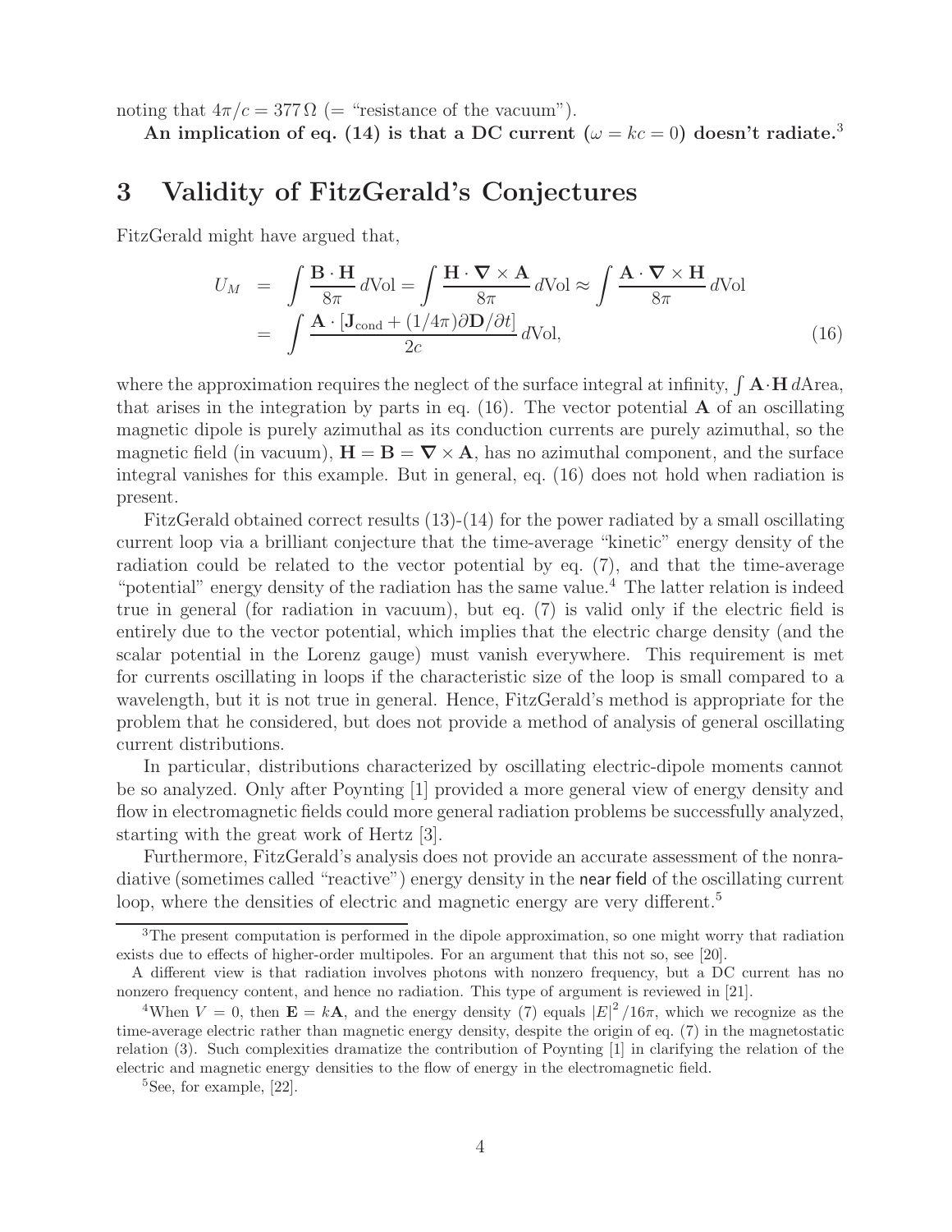noting that $4\pi/c = 377\,\Omega$ (= "resistance of the vacuum").

**An implication of eq. (14) is that a DC current ($\omega = kc = 0$) doesn't radiate.**[3]

# 3 Validity of FitzGerald's Conjectures

FitzGerald might have argued that,

$$
\begin{aligned}
U_M &= \int \frac{\mathbf{B}\cdot\mathbf{H}}{8\pi}\,d\text{Vol} = \int \frac{\mathbf{H}\cdot\boldsymbol{\nabla}\times\mathbf{A}}{8\pi}\,d\text{Vol} \approx \int \frac{\mathbf{A}\cdot\boldsymbol{\nabla}\times\mathbf{H}}{8\pi}\,d\text{Vol} \\
&= \int \frac{\mathbf{A}\cdot[\mathbf{J}_{\text{cond}} + (1/4\pi)\partial\mathbf{D}/\partial t]}{2c}\,d\text{Vol},
\end{aligned}
\tag{16}
$$

where the approximation requires the neglect of the surface integral at infinity, $\int \mathbf{A}\cdot\mathbf{H}\,d\text{Area}$, that arises in the integration by parts in eq. (16). The vector potential $\mathbf{A}$ of an oscillating magnetic dipole is purely azimuthal as its conduction currents are purely azimuthal, so the magnetic field (in vacuum), $\mathbf{H} = \mathbf{B} = \boldsymbol{\nabla}\times\mathbf{A}$, has no azimuthal component, and the surface integral vanishes for this example. But in general, eq. (16) does not hold when radiation is present.

FitzGerald obtained correct results (13)-(14) for the power radiated by a small oscillating current loop via a brilliant conjecture that the time-average "kinetic" energy density of the radiation could be related to the vector potential by eq. (7), and that the time-average "potential" energy density of the radiation has the same value.[4] The latter relation is indeed true in general (for radiation in vacuum), but eq. (7) is valid only if the electric field is entirely due to the vector potential, which implies that the electric charge density (and the scalar potential in the Lorenz gauge) must vanish everywhere. This requirement is met for currents oscillating in loops if the characteristic size of the loop is small compared to a wavelength, but it is not true in general. Hence, FitzGerald's method is appropriate for the problem that he considered, but does not provide a method of analysis of general oscillating current distributions.

In particular, distributions characterized by oscillating electric-dipole moments cannot be so analyzed. Only after Poynting [1] provided a more general view of energy density and flow in electromagnetic fields could more general radiation problems be successfully analyzed, starting with the great work of Hertz [3].

Furthermore, FitzGerald's analysis does not provide an accurate assessment of the nonradiative (sometimes called "reactive") energy density in the near field of the oscillating current loop, where the densities of electric and magnetic energy are very different.[5]

---

[3] The present computation is performed in the dipole approximation, so one might worry that radiation exists due to effects of higher-order multipoles. For an argument that this not so, see [20].

A different view is that radiation involves photons with nonzero frequency, but a DC current has no nonzero frequency content, and hence no radiation. This type of argument is reviewed in [21].

[4] When $V = 0$, then $\mathbf{E} = k\mathbf{A}$, and the energy density (7) equals $|E|^2/16\pi$, which we recognize as the time-average electric rather than magnetic energy density, despite the origin of eq. (7) in the magnetostatic relation (3). Such complexities dramatize the contribution of Poynting [1] in clarifying the relation of the electric and magnetic energy densities to the flow of energy in the electromagnetic field.

[5] See, for example, [22].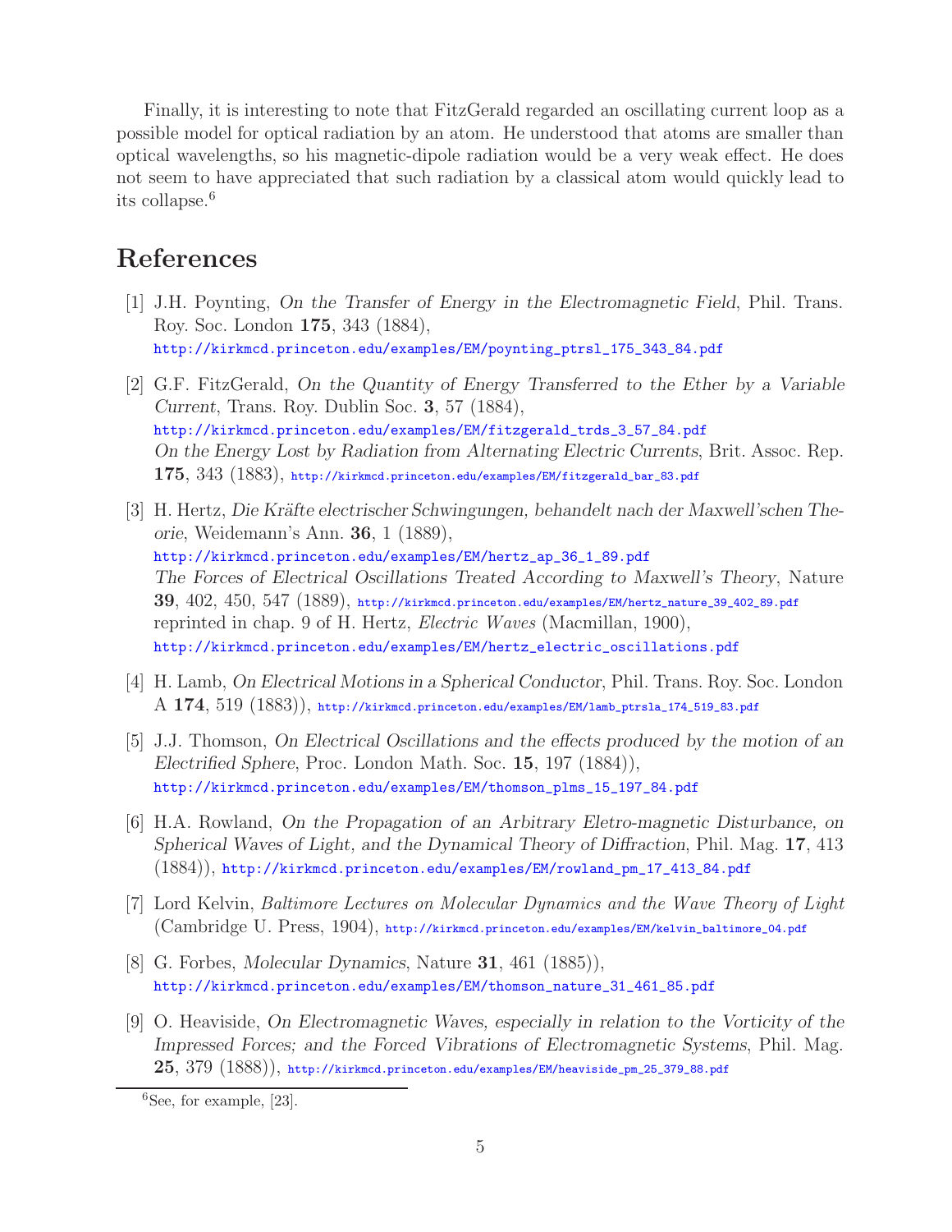Finally, it is interesting to note that FitzGerald regarded an oscillating current loop as a possible model for optical radiation by an atom. He understood that atoms are smaller than optical wavelengths, so his magnetic-dipole radiation would be a very weak effect. He does not seem to have appreciated that such radiation by a classical atom would quickly lead to its collapse.[6]

## References

[1] J.H. Poynting, *On the Transfer of Energy in the Electromagnetic Field*, Phil. Trans. Roy. Soc. London **175**, 343 (1884),
http://kirkmcd.princeton.edu/examples/EM/poynting_ptrsl_175_343_84.pdf

[2] G.F. FitzGerald, *On the Quantity of Energy Transferred to the Ether by a Variable Current*, Trans. Roy. Dublin Soc. **3**, 57 (1884),
http://kirkmcd.princeton.edu/examples/EM/fitzgerald_trds_3_57_84.pdf
*On the Energy Lost by Radiation from Alternating Electric Currents*, Brit. Assoc. Rep. **175**, 343 (1883), http://kirkmcd.princeton.edu/examples/EM/fitzgerald_bar_83.pdf

[3] H. Hertz, *Die Kräfte electrischer Schwingungen, behandelt nach der Maxwell'schen Theorie*, Weidemann's Ann. **36**, 1 (1889),
http://kirkmcd.princeton.edu/examples/EM/hertz_ap_36_1_89.pdf
*The Forces of Electrical Oscillations Treated According to Maxwell's Theory*, Nature **39**, 402, 450, 547 (1889), http://kirkmcd.princeton.edu/examples/EM/hertz_nature_39_402_89.pdf
reprinted in chap. 9 of H. Hertz, *Electric Waves* (Macmillan, 1900),
http://kirkmcd.princeton.edu/examples/EM/hertz_electric_oscillations.pdf

[4] H. Lamb, *On Electrical Motions in a Spherical Conductor*, Phil. Trans. Roy. Soc. London A **174**, 519 (1883)), http://kirkmcd.princeton.edu/examples/EM/lamb_ptrsla_174_519_83.pdf

[5] J.J. Thomson, *On Electrical Oscillations and the effects produced by the motion of an Electrified Sphere*, Proc. London Math. Soc. **15**, 197 (1884)),
http://kirkmcd.princeton.edu/examples/EM/thomson_plms_15_197_84.pdf

[6] H.A. Rowland, *On the Propagation of an Arbitrary Eletro-magnetic Disturbance, on Spherical Waves of Light, and the Dynamical Theory of Diffraction*, Phil. Mag. **17**, 413 (1884)), http://kirkmcd.princeton.edu/examples/EM/rowland_pm_17_413_84.pdf

[7] Lord Kelvin, *Baltimore Lectures on Molecular Dynamics and the Wave Theory of Light* (Cambridge U. Press, 1904), http://kirkmcd.princeton.edu/examples/EM/kelvin_baltimore_04.pdf

[8] G. Forbes, *Molecular Dynamics*, Nature **31**, 461 (1885)),
http://kirkmcd.princeton.edu/examples/EM/thomson_nature_31_461_85.pdf

[9] O. Heaviside, *On Electromagnetic Waves, especially in relation to the Vorticity of the Impressed Forces; and the Forced Vibrations of Electromagnetic Systems*, Phil. Mag. **25**, 379 (1888)), http://kirkmcd.princeton.edu/examples/EM/heaviside_pm_25_379_88.pdf

[6] See, for example, [23].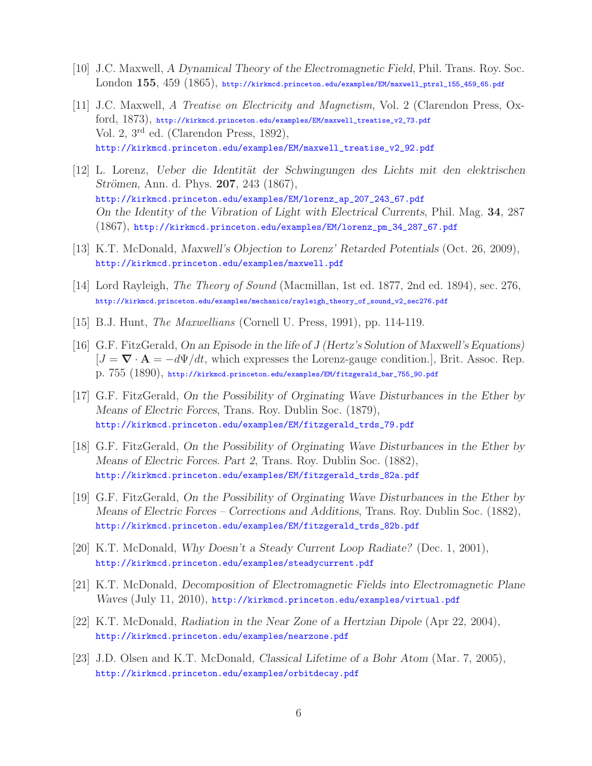[10] J.C. Maxwell, *A Dynamical Theory of the Electromagnetic Field*, Phil. Trans. Roy. Soc. London **155**, 459 (1865), http://kirkmcd.princeton.edu/examples/EM/maxwell_ptrsl_155_459_65.pdf

[11] J.C. Maxwell, *A Treatise on Electricity and Magnetism*, Vol. 2 (Clarendon Press, Oxford, 1873), http://kirkmcd.princeton.edu/examples/EM/maxwell_treatise_v2_73.pdf
Vol. 2, 3rd ed. (Clarendon Press, 1892),
http://kirkmcd.princeton.edu/examples/EM/maxwell_treatise_v2_92.pdf

[12] L. Lorenz, *Ueber die Identität der Schwingungen des Lichts mit den elektrischen Strömen*, Ann. d. Phys. **207**, 243 (1867),
http://kirkmcd.princeton.edu/examples/EM/lorenz_ap_207_243_67.pdf
*On the Identity of the Vibration of Light with Electrical Currents*, Phil. Mag. **34**, 287 (1867), http://kirkmcd.princeton.edu/examples/EM/lorenz_pm_34_287_67.pdf

[13] K.T. McDonald, *Maxwell's Objection to Lorenz' Retarded Potentials* (Oct. 26, 2009), http://kirkmcd.princeton.edu/examples/maxwell.pdf

[14] Lord Rayleigh, *The Theory of Sound* (Macmillan, 1st ed. 1877, 2nd ed. 1894), sec. 276, http://kirkmcd.princeton.edu/examples/mechanics/rayleigh_theory_of_sound_v2_sec276.pdf

[15] B.J. Hunt, *The Maxwellians* (Cornell U. Press, 1991), pp. 114-119.

[16] G.F. FitzGerald, *On an Episode in the life of J (Hertz's Solution of Maxwell's Equations)* [$J = \nabla \cdot \mathbf{A} = -d\Psi/dt$, which expresses the Lorenz-gauge condition.], Brit. Assoc. Rep. p. 755 (1890), http://kirkmcd.princeton.edu/examples/EM/fitzgerald_bar_755_90.pdf

[17] G.F. FitzGerald, *On the Possibility of Orginating Wave Disturbances in the Ether by Means of Electric Forces*, Trans. Roy. Dublin Soc. (1879),
http://kirkmcd.princeton.edu/examples/EM/fitzgerald_trds_79.pdf

[18] G.F. FitzGerald, *On the Possibility of Orginating Wave Disturbances in the Ether by Means of Electric Forces. Part 2*, Trans. Roy. Dublin Soc. (1882),
http://kirkmcd.princeton.edu/examples/EM/fitzgerald_trds_82a.pdf

[19] G.F. FitzGerald, *On the Possibility of Orginating Wave Disturbances in the Ether by Means of Electric Forces – Corrections and Additions*, Trans. Roy. Dublin Soc. (1882),
http://kirkmcd.princeton.edu/examples/EM/fitzgerald_trds_82b.pdf

[20] K.T. McDonald, *Why Doesn't a Steady Current Loop Radiate?* (Dec. 1, 2001),
http://kirkmcd.princeton.edu/examples/steadycurrent.pdf

[21] K.T. McDonald, *Decomposition of Electromagnetic Fields into Electromagnetic Plane Waves* (July 11, 2010), http://kirkmcd.princeton.edu/examples/virtual.pdf

[22] K.T. McDonald, *Radiation in the Near Zone of a Hertzian Dipole* (Apr 22, 2004),
http://kirkmcd.princeton.edu/examples/nearzone.pdf

[23] J.D. Olsen and K.T. McDonald, *Classical Lifetime of a Bohr Atom* (Mar. 7, 2005),
http://kirkmcd.princeton.edu/examples/orbitdecay.pdf